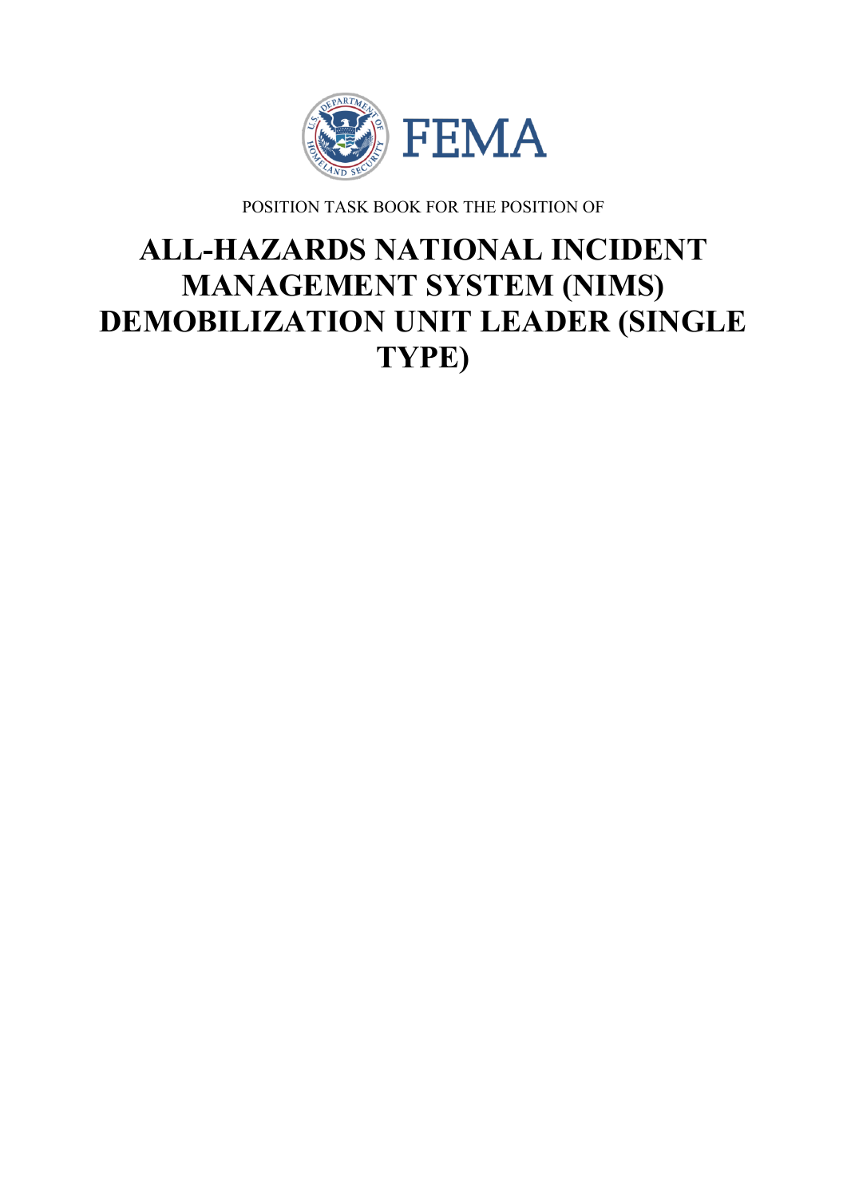FEMA

POSITION TASK BOOK FOR THE POSITION OF

# ALL-HAZARDS NATIONAL INCIDENT MANAGEMENT SYSTEM (NIMS) DEMOBILIZATION UNIT LEADER (SINGLE TYPE)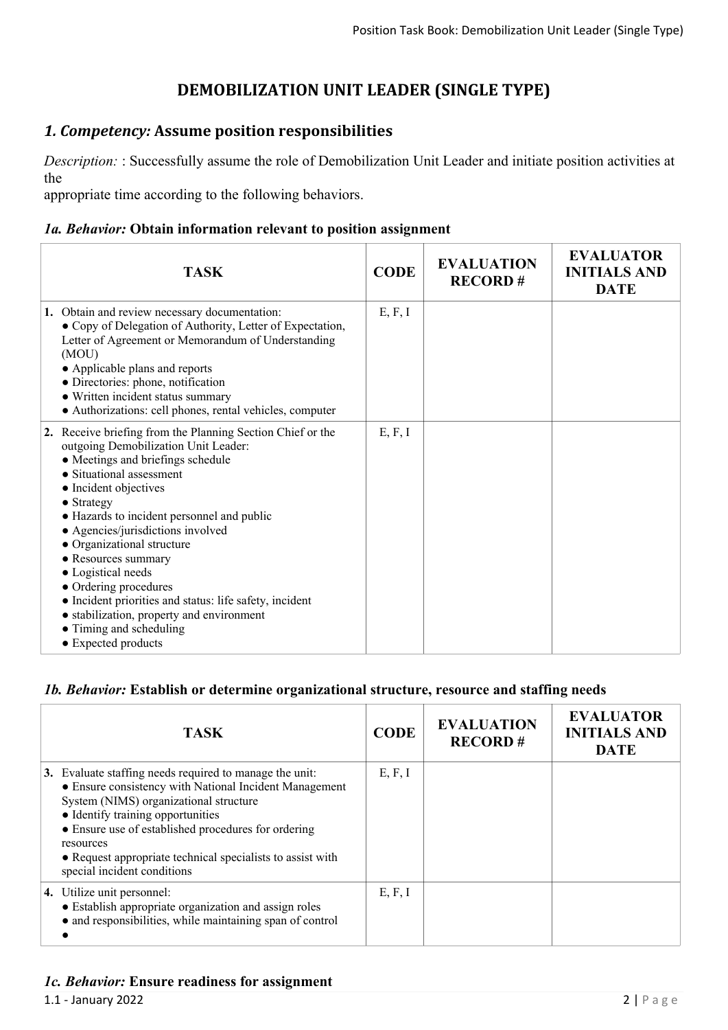# DEMOBILIZATION UNIT LEADER (SINGLE TYPE)

## *1. Competency:* Assume position responsibilities

*Description:* : Successfully assume the role of Demobilization Unit Leader and initiate position activities at the
appropriate time according to the following behaviors.

### *1a. Behavior:* Obtain information relevant to position assignment

| TASK | CODE | EVALUATION RECORD # | EVALUATOR INITIALS AND DATE |
|---|---|---|---|
| **1.** Obtain and review necessary documentation:<br>● Copy of Delegation of Authority, Letter of Expectation, Letter of Agreement or Memorandum of Understanding (MOU)<br>● Applicable plans and reports<br>● Directories: phone, notification<br>● Written incident status summary<br>● Authorizations: cell phones, rental vehicles, computer | E, F, I | | |
| **2.** Receive briefing from the Planning Section Chief or the outgoing Demobilization Unit Leader:<br>● Meetings and briefings schedule<br>● Situational assessment<br>● Incident objectives<br>● Strategy<br>● Hazards to incident personnel and public<br>● Agencies/jurisdictions involved<br>● Organizational structure<br>● Resources summary<br>● Logistical needs<br>● Ordering procedures<br>● Incident priorities and status: life safety, incident<br>● stabilization, property and environment<br>● Timing and scheduling<br>● Expected products | E, F, I | | |

### *1b. Behavior:* Establish or determine organizational structure, resource and staffing needs

| TASK | CODE | EVALUATION RECORD # | EVALUATOR INITIALS AND DATE |
|---|---|---|---|
| **3.** Evaluate staffing needs required to manage the unit:<br>● Ensure consistency with National Incident Management System (NIMS) organizational structure<br>● Identify training opportunities<br>● Ensure use of established procedures for ordering resources<br>● Request appropriate technical specialists to assist with special incident conditions | E, F, I | | |
| **4.** Utilize unit personnel:<br>● Establish appropriate organization and assign roles<br>● and responsibilities, while maintaining span of control<br>● | E, F, I | | |

### *1c. Behavior:* Ensure readiness for assignment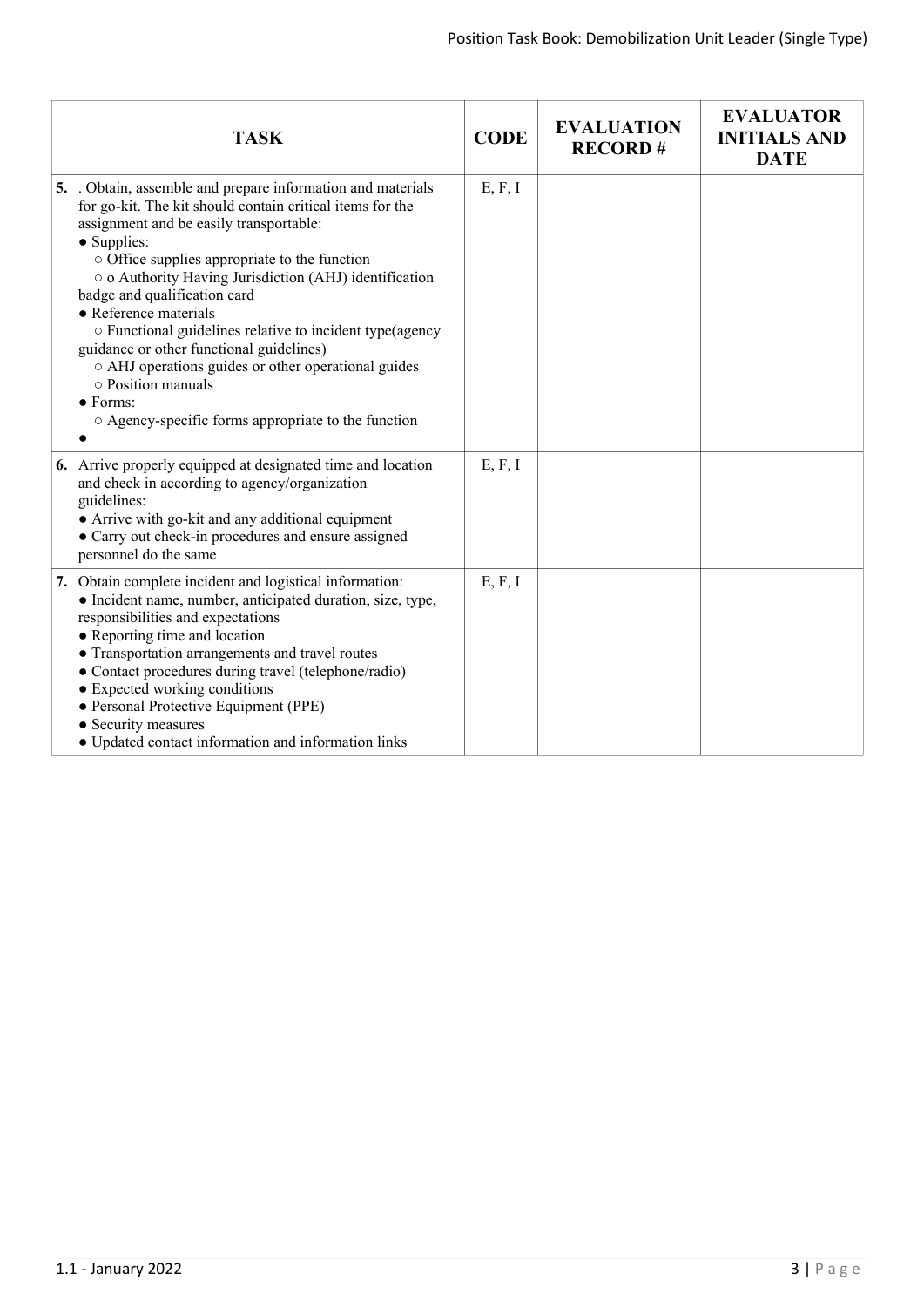| TASK | CODE | EVALUATION RECORD # | EVALUATOR INITIALS AND DATE |
|---|---|---|---|
| **5.** . Obtain, assemble and prepare information and materials for go-kit. The kit should contain critical items for the assignment and be easily transportable:<br>● Supplies:<br>○ Office supplies appropriate to the function<br>○ o Authority Having Jurisdiction (AHJ) identification badge and qualification card<br>● Reference materials<br>○ Functional guidelines relative to incident type(agency guidance or other functional guidelines)<br>○ AHJ operations guides or other operational guides<br>○ Position manuals<br>● Forms:<br>○ Agency-specific forms appropriate to the function<br>● | E, F, I | | |
| **6.** Arrive properly equipped at designated time and location and check in according to agency/organization guidelines:<br>● Arrive with go-kit and any additional equipment<br>● Carry out check-in procedures and ensure assigned personnel do the same | E, F, I | | |
| **7.** Obtain complete incident and logistical information:<br>● Incident name, number, anticipated duration, size, type, responsibilities and expectations<br>● Reporting time and location<br>● Transportation arrangements and travel routes<br>● Contact procedures during travel (telephone/radio)<br>● Expected working conditions<br>● Personal Protective Equipment (PPE)<br>● Security measures<br>● Updated contact information and information links | E, F, I | | |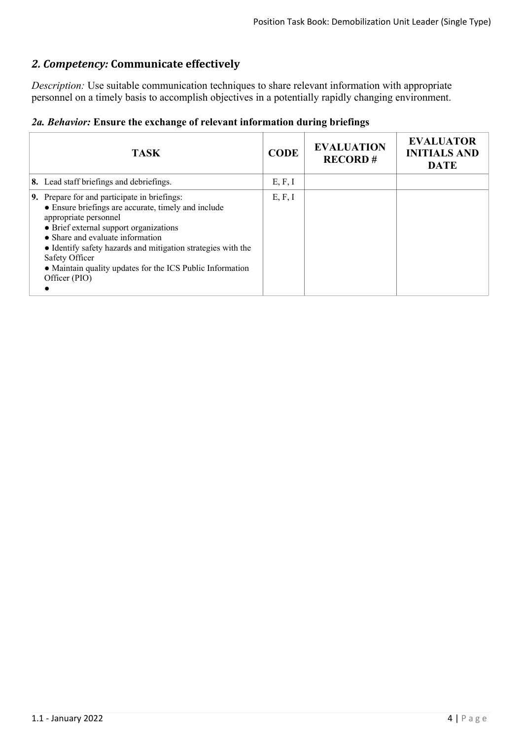## *2. Competency:* Communicate effectively

*Description:* Use suitable communication techniques to share relevant information with appropriate personnel on a timely basis to accomplish objectives in a potentially rapidly changing environment.

### *2a. Behavior:* Ensure the exchange of relevant information during briefings

| TASK | CODE | EVALUATION RECORD # | EVALUATOR INITIALS AND DATE |
|---|---|---|---|
| **8.** Lead staff briefings and debriefings. | E, F, I | | |
| **9.** Prepare for and participate in briefings:<br>● Ensure briefings are accurate, timely and include appropriate personnel<br>● Brief external support organizations<br>● Share and evaluate information<br>● Identify safety hazards and mitigation strategies with the Safety Officer<br>● Maintain quality updates for the ICS Public Information Officer (PIO)<br>● | E, F, I | | |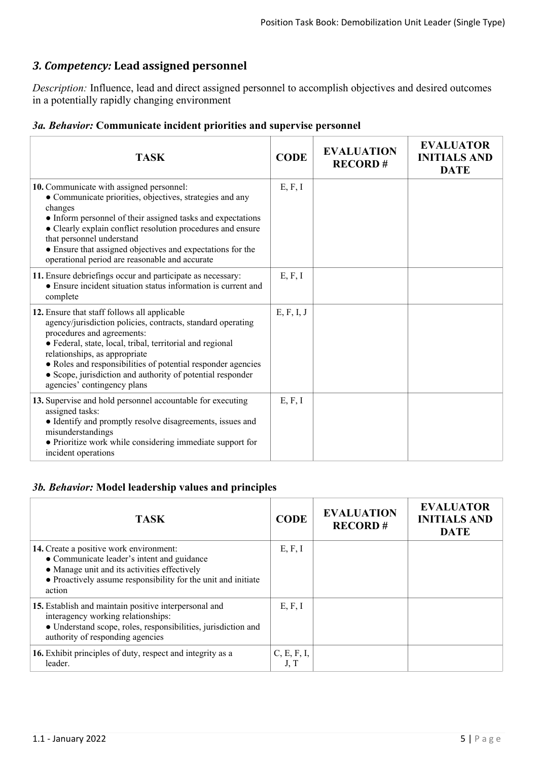## *3. Competency:* Lead assigned personnel

*Description:* Influence, lead and direct assigned personnel to accomplish objectives and desired outcomes in a potentially rapidly changing environment

### *3a. Behavior:* Communicate incident priorities and supervise personnel

| TASK | CODE | EVALUATION RECORD # | EVALUATOR INITIALS AND DATE |
|---|---|---|---|
| **10.** Communicate with assigned personnel:<br>● Communicate priorities, objectives, strategies and any changes<br>● Inform personnel of their assigned tasks and expectations<br>● Clearly explain conflict resolution procedures and ensure that personnel understand<br>● Ensure that assigned objectives and expectations for the operational period are reasonable and accurate | E, F, I | | |
| **11.** Ensure debriefings occur and participate as necessary:<br>● Ensure incident situation status information is current and complete | E, F, I | | |
| **12.** Ensure that staff follows all applicable agency/jurisdiction policies, contracts, standard operating procedures and agreements:<br>● Federal, state, local, tribal, territorial and regional relationships, as appropriate<br>● Roles and responsibilities of potential responder agencies<br>● Scope, jurisdiction and authority of potential responder agencies' contingency plans | E, F, I, J | | |
| **13.** Supervise and hold personnel accountable for executing assigned tasks:<br>● Identify and promptly resolve disagreements, issues and misunderstandings<br>● Prioritize work while considering immediate support for incident operations | E, F, I | | |

### *3b. Behavior:* Model leadership values and principles

| TASK | CODE | EVALUATION RECORD # | EVALUATOR INITIALS AND DATE |
|---|---|---|---|
| **14.** Create a positive work environment:<br>● Communicate leader's intent and guidance<br>● Manage unit and its activities effectively<br>● Proactively assume responsibility for the unit and initiate action | E, F, I | | |
| **15.** Establish and maintain positive interpersonal and interagency working relationships:<br>● Understand scope, roles, responsibilities, jurisdiction and authority of responding agencies | E, F, I | | |
| **16.** Exhibit principles of duty, respect and integrity as a leader. | C, E, F, I, J, T | | |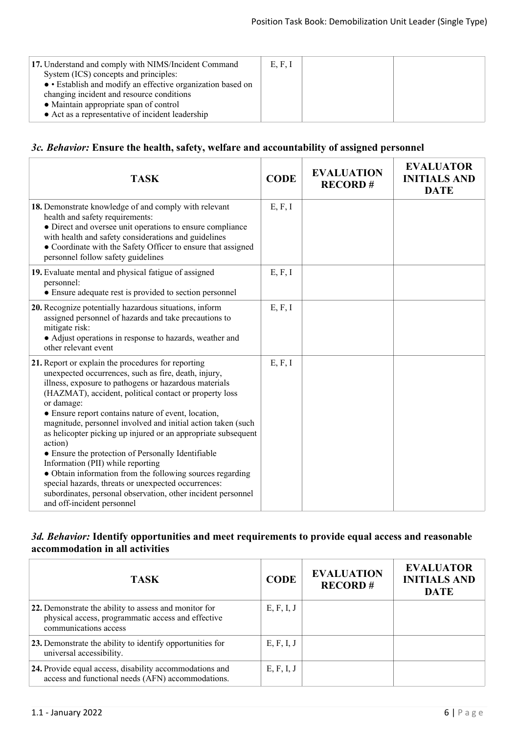| TASK | CODE | EVALUATION RECORD # | EVALUATOR INITIALS AND DATE |
|---|---|---|---|
| **17.** Understand and comply with NIMS/Incident Command System (ICS) concepts and principles:<br>● • Establish and modify an effective organization based on changing incident and resource conditions<br>● Maintain appropriate span of control<br>● Act as a representative of incident leadership | E, F, I | | |

### *3c. Behavior:* Ensure the health, safety, welfare and accountability of assigned personnel

| TASK | CODE | EVALUATION RECORD # | EVALUATOR INITIALS AND DATE |
|---|---|---|---|
| **18.** Demonstrate knowledge of and comply with relevant health and safety requirements:<br>● Direct and oversee unit operations to ensure compliance with health and safety considerations and guidelines<br>● Coordinate with the Safety Officer to ensure that assigned personnel follow safety guidelines | E, F, I | | |
| **19.** Evaluate mental and physical fatigue of assigned personnel:<br>● Ensure adequate rest is provided to section personnel | E, F, I | | |
| **20.** Recognize potentially hazardous situations, inform assigned personnel of hazards and take precautions to mitigate risk:<br>● Adjust operations in response to hazards, weather and other relevant event | E, F, I | | |
| **21.** Report or explain the procedures for reporting unexpected occurrences, such as fire, death, injury, illness, exposure to pathogens or hazardous materials (HAZMAT), accident, political contact or property loss or damage:<br>● Ensure report contains nature of event, location, magnitude, personnel involved and initial action taken (such as helicopter picking up injured or an appropriate subsequent action)<br>● Ensure the protection of Personally Identifiable Information (PII) while reporting<br>● Obtain information from the following sources regarding special hazards, threats or unexpected occurrences: subordinates, personal observation, other incident personnel and off-incident personnel | E, F, I | | |

### *3d. Behavior:* Identify opportunities and meet requirements to provide equal access and reasonable accommodation in all activities

| TASK | CODE | EVALUATION RECORD # | EVALUATOR INITIALS AND DATE |
|---|---|---|---|
| **22.** Demonstrate the ability to assess and monitor for physical access, programmatic access and effective communications access | E, F, I, J | | |
| **23.** Demonstrate the ability to identify opportunities for universal accessibility. | E, F, I, J | | |
| **24.** Provide equal access, disability accommodations and access and functional needs (AFN) accommodations. | E, F, I, J | | |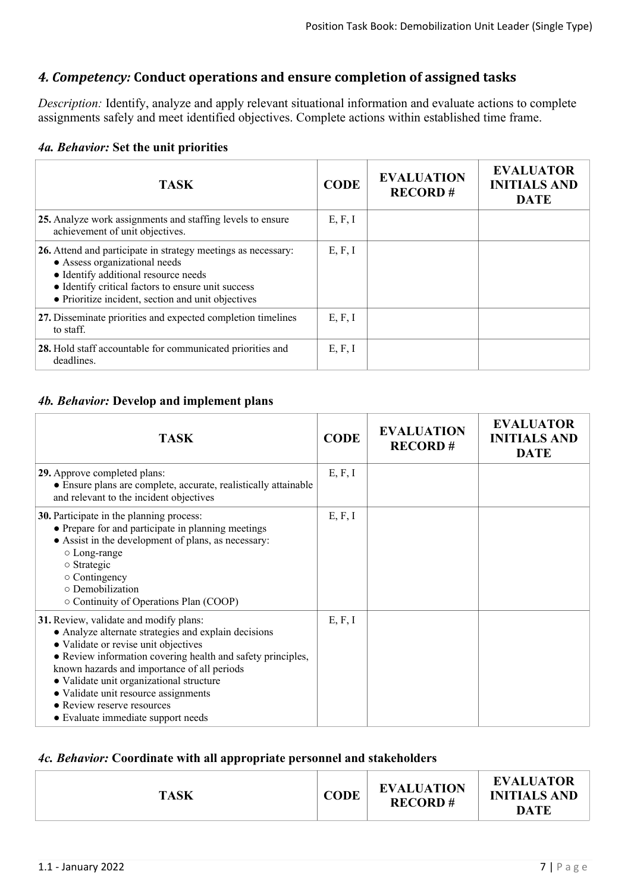## *4. Competency:* Conduct operations and ensure completion of assigned tasks

*Description:* Identify, analyze and apply relevant situational information and evaluate actions to complete assignments safely and meet identified objectives. Complete actions within established time frame.

### *4a. Behavior:* Set the unit priorities

| TASK | CODE | EVALUATION RECORD # | EVALUATOR INITIALS AND DATE |
|---|---|---|---|
| **25.** Analyze work assignments and staffing levels to ensure achievement of unit objectives. | E, F, I | | |
| **26.** Attend and participate in strategy meetings as necessary:<br>● Assess organizational needs<br>● Identify additional resource needs<br>● Identify critical factors to ensure unit success<br>● Prioritize incident, section and unit objectives | E, F, I | | |
| **27.** Disseminate priorities and expected completion timelines to staff. | E, F, I | | |
| **28.** Hold staff accountable for communicated priorities and deadlines. | E, F, I | | |

### *4b. Behavior:* Develop and implement plans

| TASK | CODE | EVALUATION RECORD # | EVALUATOR INITIALS AND DATE |
|---|---|---|---|
| **29.** Approve completed plans:<br>● Ensure plans are complete, accurate, realistically attainable and relevant to the incident objectives | E, F, I | | |
| **30.** Participate in the planning process:<br>● Prepare for and participate in planning meetings<br>● Assist in the development of plans, as necessary:<br>○ Long-range<br>○ Strategic<br>○ Contingency<br>○ Demobilization<br>○ Continuity of Operations Plan (COOP) | E, F, I | | |
| **31.** Review, validate and modify plans:<br>● Analyze alternate strategies and explain decisions<br>● Validate or revise unit objectives<br>● Review information covering health and safety principles, known hazards and importance of all periods<br>● Validate unit organizational structure<br>● Validate unit resource assignments<br>● Review reserve resources<br>● Evaluate immediate support needs | E, F, I | | |

### *4c. Behavior:* Coordinate with all appropriate personnel and stakeholders

| TASK | CODE | EVALUATION RECORD # | EVALUATOR INITIALS AND DATE |
|---|---|---|---|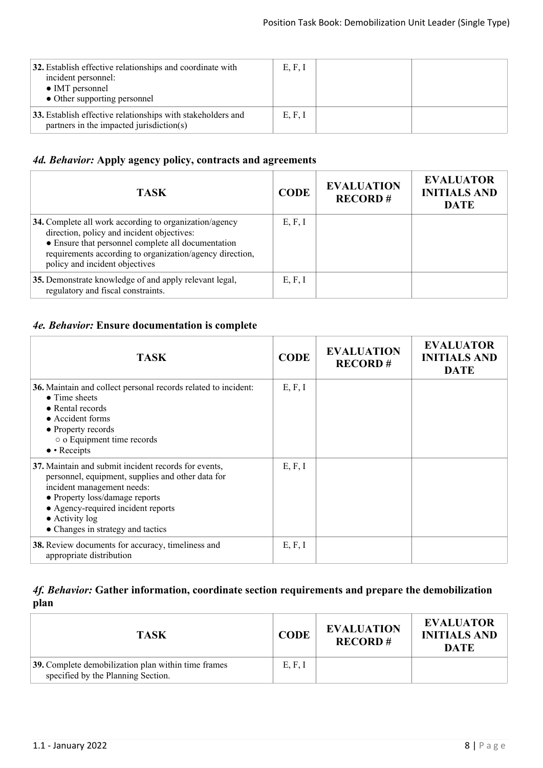| TASK | CODE | EVALUATION RECORD # | EVALUATOR INITIALS AND DATE |
|---|---|---|---|
| **32.** Establish effective relationships and coordinate with incident personnel:<br>● IMT personnel<br>● Other supporting personnel | E, F, I | | |
| **33.** Establish effective relationships with stakeholders and partners in the impacted jurisdiction(s) | E, F, I | | |

### *4d. Behavior:* Apply agency policy, contracts and agreements

| TASK | CODE | EVALUATION RECORD # | EVALUATOR INITIALS AND DATE |
|---|---|---|---|
| **34.** Complete all work according to organization/agency direction, policy and incident objectives:<br>● Ensure that personnel complete all documentation requirements according to organization/agency direction, policy and incident objectives | E, F, I | | |
| **35.** Demonstrate knowledge of and apply relevant legal, regulatory and fiscal constraints. | E, F, I | | |

### *4e. Behavior:* Ensure documentation is complete

| TASK | CODE | EVALUATION RECORD # | EVALUATOR INITIALS AND DATE |
|---|---|---|---|
| **36.** Maintain and collect personal records related to incident:<br>● Time sheets<br>● Rental records<br>● Accident forms<br>● Property records<br>○ o Equipment time records<br>● • Receipts | E, F, I | | |
| **37.** Maintain and submit incident records for events, personnel, equipment, supplies and other data for incident management needs:<br>● Property loss/damage reports<br>● Agency-required incident reports<br>● Activity log<br>● Changes in strategy and tactics | E, F, I | | |
| **38.** Review documents for accuracy, timeliness and appropriate distribution | E, F, I | | |

### *4f. Behavior:* Gather information, coordinate section requirements and prepare the demobilization plan

| TASK | CODE | EVALUATION RECORD # | EVALUATOR INITIALS AND DATE |
|---|---|---|---|
| **39.** Complete demobilization plan within time frames specified by the Planning Section. | E, F, I | | |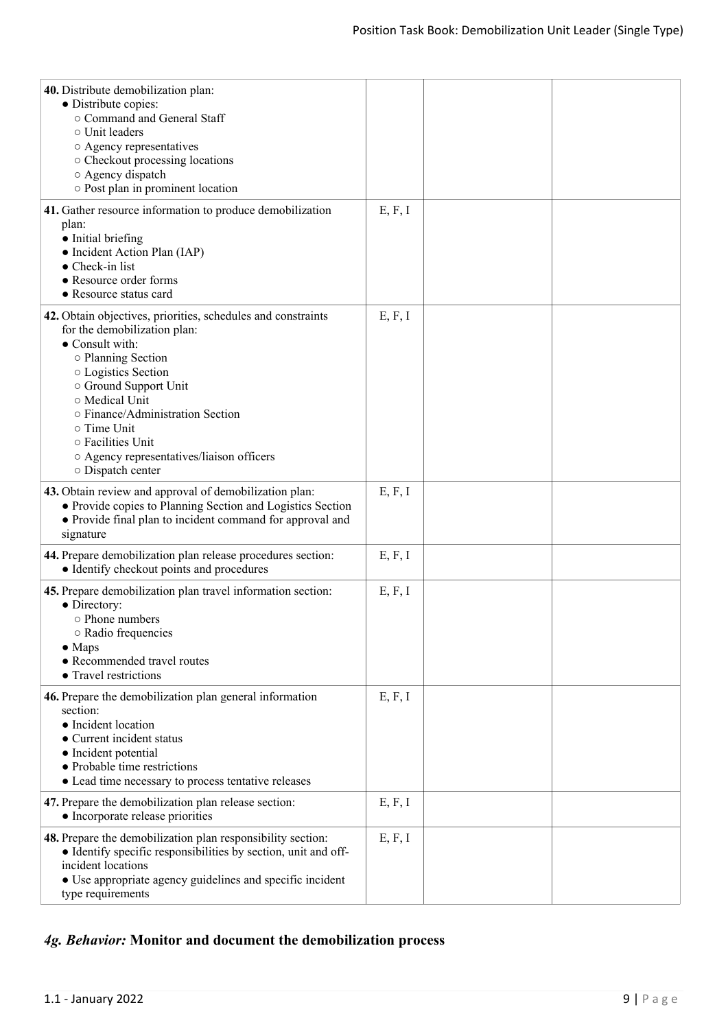| | | | |
|---|---|---|---|
| **40.** Distribute demobilization plan:<br>● Distribute copies:<br>○ Command and General Staff<br>○ Unit leaders<br>○ Agency representatives<br>○ Checkout processing locations<br>○ Agency dispatch<br>○ Post plan in prominent location | | | |
| **41.** Gather resource information to produce demobilization plan:<br>● Initial briefing<br>● Incident Action Plan (IAP)<br>● Check-in list<br>● Resource order forms<br>● Resource status card | E, F, I | | |
| **42.** Obtain objectives, priorities, schedules and constraints for the demobilization plan:<br>● Consult with:<br>○ Planning Section<br>○ Logistics Section<br>○ Ground Support Unit<br>○ Medical Unit<br>○ Finance/Administration Section<br>○ Time Unit<br>○ Facilities Unit<br>○ Agency representatives/liaison officers<br>○ Dispatch center | E, F, I | | |
| **43.** Obtain review and approval of demobilization plan:<br>● Provide copies to Planning Section and Logistics Section<br>● Provide final plan to incident command for approval and signature | E, F, I | | |
| **44.** Prepare demobilization plan release procedures section:<br>● Identify checkout points and procedures | E, F, I | | |
| **45.** Prepare demobilization plan travel information section:<br>● Directory:<br>○ Phone numbers<br>○ Radio frequencies<br>● Maps<br>● Recommended travel routes<br>● Travel restrictions | E, F, I | | |
| **46.** Prepare the demobilization plan general information section:<br>● Incident location<br>● Current incident status<br>● Incident potential<br>● Probable time restrictions<br>● Lead time necessary to process tentative releases | E, F, I | | |
| **47.** Prepare the demobilization plan release section:<br>● Incorporate release priorities | E, F, I | | |
| **48.** Prepare the demobilization plan responsibility section:<br>● Identify specific responsibilities by section, unit and off-incident locations<br>● Use appropriate agency guidelines and specific incident type requirements | E, F, I | | |

## *4g. Behavior:* **Monitor and document the demobilization process**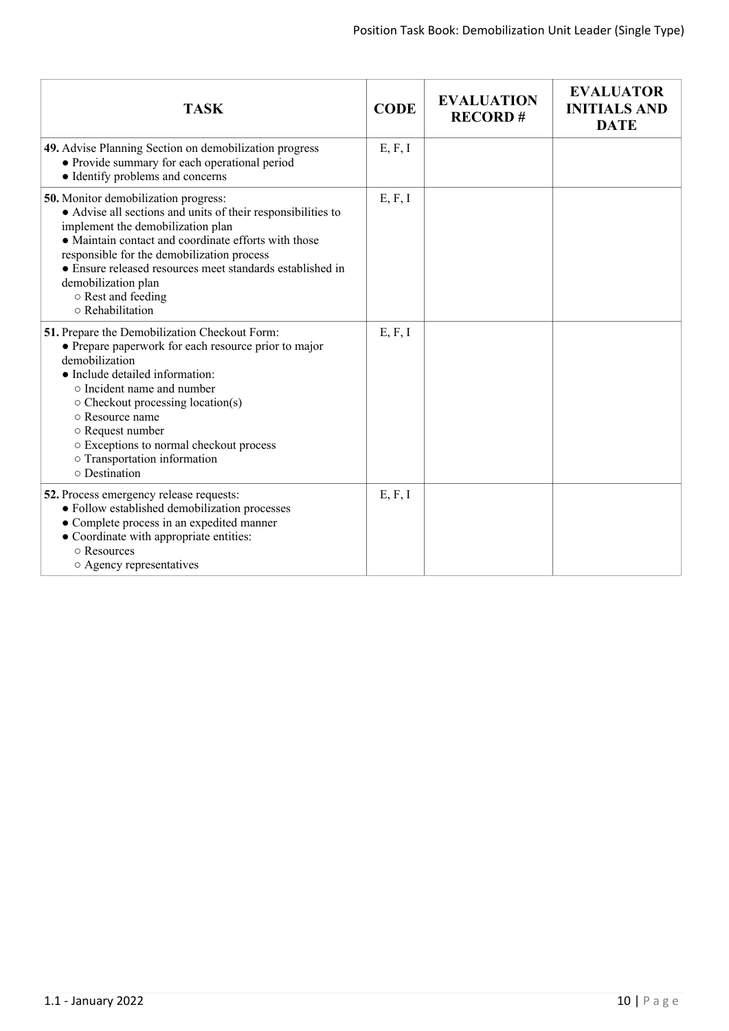| TASK | CODE | EVALUATION RECORD # | EVALUATOR INITIALS AND DATE |
|---|---|---|---|
| **49.** Advise Planning Section on demobilization progress<br>● Provide summary for each operational period<br>● Identify problems and concerns | E, F, I | | |
| **50.** Monitor demobilization progress:<br>● Advise all sections and units of their responsibilities to implement the demobilization plan<br>● Maintain contact and coordinate efforts with those responsible for the demobilization process<br>● Ensure released resources meet standards established in demobilization plan<br>○ Rest and feeding<br>○ Rehabilitation | E, F, I | | |
| **51.** Prepare the Demobilization Checkout Form:<br>● Prepare paperwork for each resource prior to major demobilization<br>● Include detailed information:<br>○ Incident name and number<br>○ Checkout processing location(s)<br>○ Resource name<br>○ Request number<br>○ Exceptions to normal checkout process<br>○ Transportation information<br>○ Destination | E, F, I | | |
| **52.** Process emergency release requests:<br>● Follow established demobilization processes<br>● Complete process in an expedited manner<br>● Coordinate with appropriate entities:<br>○ Resources<br>○ Agency representatives | E, F, I | | |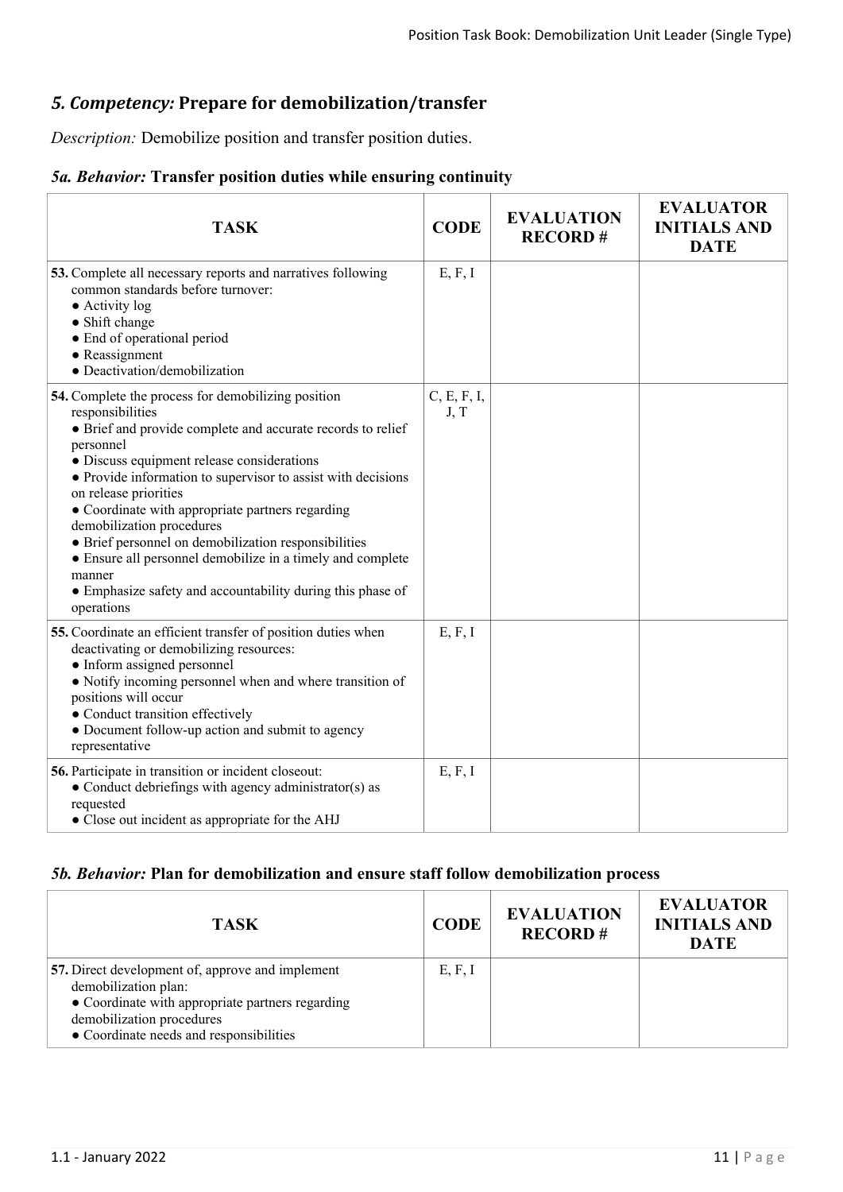## *5. Competency:* Prepare for demobilization/transfer

*Description:* Demobilize position and transfer position duties.

### *5a. Behavior:* Transfer position duties while ensuring continuity

| TASK | CODE | EVALUATION RECORD # | EVALUATOR INITIALS AND DATE |
|---|---|---|---|
| **53.** Complete all necessary reports and narratives following common standards before turnover:<br>● Activity log<br>● Shift change<br>● End of operational period<br>● Reassignment<br>● Deactivation/demobilization | E, F, I | | |
| **54.** Complete the process for demobilizing position responsibilities<br>● Brief and provide complete and accurate records to relief personnel<br>● Discuss equipment release considerations<br>● Provide information to supervisor to assist with decisions on release priorities<br>● Coordinate with appropriate partners regarding demobilization procedures<br>● Brief personnel on demobilization responsibilities<br>● Ensure all personnel demobilize in a timely and complete manner<br>● Emphasize safety and accountability during this phase of operations | C, E, F, I, J, T | | |
| **55.** Coordinate an efficient transfer of position duties when deactivating or demobilizing resources:<br>● Inform assigned personnel<br>● Notify incoming personnel when and where transition of positions will occur<br>● Conduct transition effectively<br>● Document follow-up action and submit to agency representative | E, F, I | | |
| **56.** Participate in transition or incident closeout:<br>● Conduct debriefings with agency administrator(s) as requested<br>● Close out incident as appropriate for the AHJ | E, F, I | | |

### *5b. Behavior:* Plan for demobilization and ensure staff follow demobilization process

| TASK | CODE | EVALUATION RECORD # | EVALUATOR INITIALS AND DATE |
|---|---|---|---|
| **57.** Direct development of, approve and implement demobilization plan:<br>● Coordinate with appropriate partners regarding demobilization procedures<br>● Coordinate needs and responsibilities | E, F, I | | |